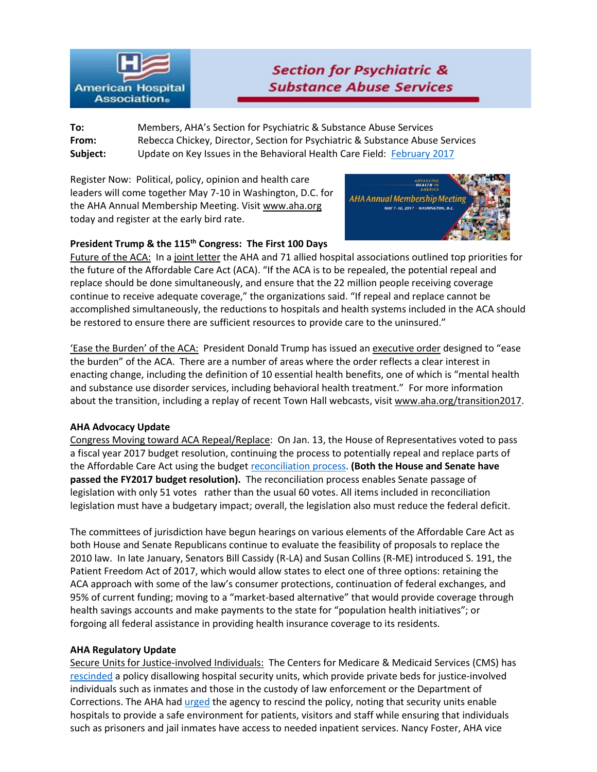# Section for Psychiatric & Substance Abuse Services

**To:** Members, AHA's Section for Psychiatric & Substance Abuse Services
**From:** Rebecca Chickey, Director, Section for Psychiatric & Substance Abuse Services
**Subject:** Update on Key Issues in the Behavioral Health Care Field: February 2017

Register Now: Political, policy, opinion and health care leaders will come together May 7-10 in Washington, D.C. for the AHA Annual Membership Meeting. Visit www.aha.org today and register at the early bird rate.

**President Trump & the 115th Congress: The First 100 Days**

Future of the ACA: In a joint letter the AHA and 71 allied hospital associations outlined top priorities for the future of the Affordable Care Act (ACA). "If the ACA is to be repealed, the potential repeal and replace should be done simultaneously, and ensure that the 22 million people receiving coverage continue to receive adequate coverage," the organizations said. "If repeal and replace cannot be accomplished simultaneously, the reductions to hospitals and health systems included in the ACA should be restored to ensure there are sufficient resources to provide care to the uninsured."

'Ease the Burden' of the ACA: President Donald Trump has issued an executive order designed to "ease the burden" of the ACA. There are a number of areas where the order reflects a clear interest in enacting change, including the definition of 10 essential health benefits, one of which is "mental health and substance use disorder services, including behavioral health treatment." For more information about the transition, including a replay of recent Town Hall webcasts, visit www.aha.org/transition2017.

**AHA Advocacy Update**

Congress Moving toward ACA Repeal/Replace: On Jan. 13, the House of Representatives voted to pass a fiscal year 2017 budget resolution, continuing the process to potentially repeal and replace parts of the Affordable Care Act using the budget reconciliation process. **(Both the House and Senate have passed the FY2017 budget resolution).** The reconciliation process enables Senate passage of legislation with only 51 votes rather than the usual 60 votes. All items included in reconciliation legislation must have a budgetary impact; overall, the legislation also must reduce the federal deficit.

The committees of jurisdiction have begun hearings on various elements of the Affordable Care Act as both House and Senate Republicans continue to evaluate the feasibility of proposals to replace the 2010 law. In late January, Senators Bill Cassidy (R-LA) and Susan Collins (R-ME) introduced S. 191, the Patient Freedom Act of 2017, which would allow states to elect one of three options: retaining the ACA approach with some of the law's consumer protections, continuation of federal exchanges, and 95% of current funding; moving to a "market-based alternative" that would provide coverage through health savings accounts and make payments to the state for "population health initiatives"; or forgoing all federal assistance in providing health insurance coverage to its residents.

**AHA Regulatory Update**

Secure Units for Justice-involved Individuals: The Centers for Medicare & Medicaid Services (CMS) has rescinded a policy disallowing hospital security units, which provide private beds for justice-involved individuals such as inmates and those in the custody of law enforcement or the Department of Corrections. The AHA had urged the agency to rescind the policy, noting that security units enable hospitals to provide a safe environment for patients, visitors and staff while ensuring that individuals such as prisoners and jail inmates have access to needed inpatient services. Nancy Foster, AHA vice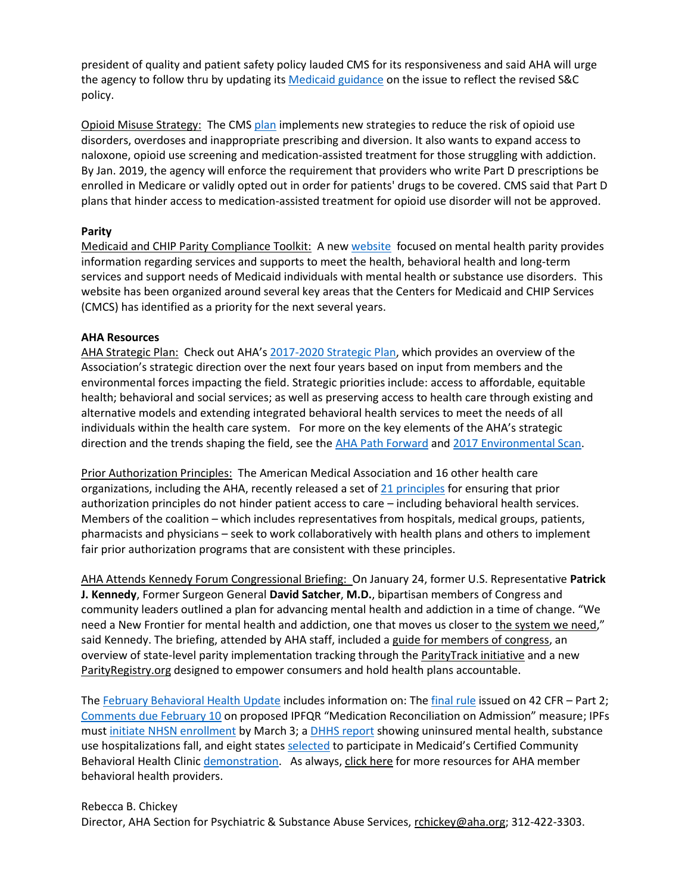president of quality and patient safety policy lauded CMS for its responsiveness and said AHA will urge the agency to follow thru by updating its Medicaid guidance on the issue to reflect the revised S&C policy.

Opioid Misuse Strategy: The CMS plan implements new strategies to reduce the risk of opioid use disorders, overdoses and inappropriate prescribing and diversion. It also wants to expand access to naloxone, opioid use screening and medication-assisted treatment for those struggling with addiction. By Jan. 2019, the agency will enforce the requirement that providers who write Part D prescriptions be enrolled in Medicare or validly opted out in order for patients' drugs to be covered. CMS said that Part D plans that hinder access to medication-assisted treatment for opioid use disorder will not be approved.

**Parity**

Medicaid and CHIP Parity Compliance Toolkit: A new website focused on mental health parity provides information regarding services and supports to meet the health, behavioral health and long-term services and support needs of Medicaid individuals with mental health or substance use disorders. This website has been organized around several key areas that the Centers for Medicaid and CHIP Services (CMCS) has identified as a priority for the next several years.

**AHA Resources**

AHA Strategic Plan: Check out AHA's 2017-2020 Strategic Plan, which provides an overview of the Association's strategic direction over the next four years based on input from members and the environmental forces impacting the field. Strategic priorities include: access to affordable, equitable health; behavioral and social services; as well as preserving access to health care through existing and alternative models and extending integrated behavioral health services to meet the needs of all individuals within the health care system. For more on the key elements of the AHA's strategic direction and the trends shaping the field, see the AHA Path Forward and 2017 Environmental Scan.

Prior Authorization Principles: The American Medical Association and 16 other health care organizations, including the AHA, recently released a set of 21 principles for ensuring that prior authorization principles do not hinder patient access to care – including behavioral health services. Members of the coalition – which includes representatives from hospitals, medical groups, patients, pharmacists and physicians – seek to work collaboratively with health plans and others to implement fair prior authorization programs that are consistent with these principles.

AHA Attends Kennedy Forum Congressional Briefing: On January 24, former U.S. Representative **Patrick J. Kennedy**, Former Surgeon General **David Satcher**, **M.D.**, bipartisan members of Congress and community leaders outlined a plan for advancing mental health and addiction in a time of change. "We need a New Frontier for mental health and addiction, one that moves us closer to the system we need," said Kennedy. The briefing, attended by AHA staff, included a guide for members of congress, an overview of state-level parity implementation tracking through the ParityTrack initiative and a new ParityRegistry.org designed to empower consumers and hold health plans accountable.

The February Behavioral Health Update includes information on: The final rule issued on 42 CFR – Part 2; Comments due February 10 on proposed IPFQR "Medication Reconciliation on Admission" measure; IPFs must initiate NHSN enrollment by March 3; a DHHS report showing uninsured mental health, substance use hospitalizations fall, and eight states selected to participate in Medicaid's Certified Community Behavioral Health Clinic demonstration. As always, click here for more resources for AHA member behavioral health providers.

Rebecca B. Chickey
Director, AHA Section for Psychiatric & Substance Abuse Services, rchickey@aha.org; 312-422-3303.